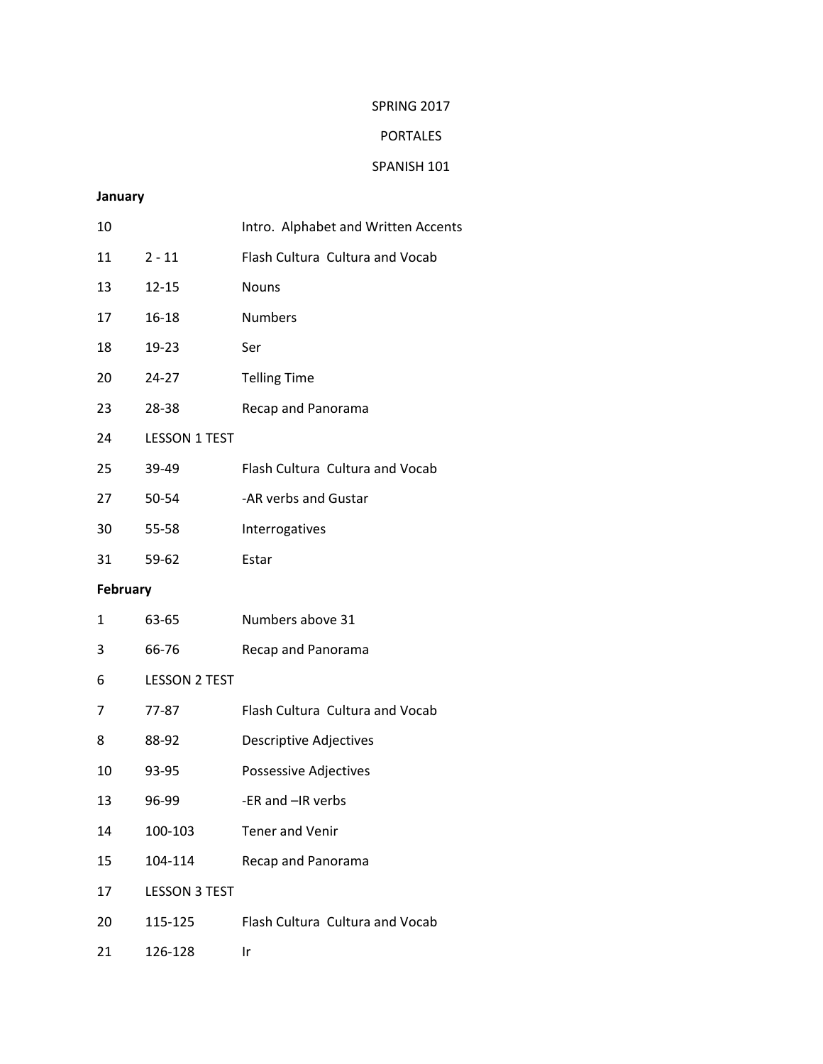SPRING 2017

PORTALES

SPANISH 101

**January**

| | | |
|---|---|---|
| 10 | | Intro. Alphabet and Written Accents |
| 11 | 2 - 11 | Flash Cultura Cultura and Vocab |
| 13 | 12-15 | Nouns |
| 17 | 16-18 | Numbers |
| 18 | 19-23 | Ser |
| 20 | 24-27 | Telling Time |
| 23 | 28-38 | Recap and Panorama |
| 24 | LESSON 1 TEST | |
| 25 | 39-49 | Flash Cultura Cultura and Vocab |
| 27 | 50-54 | -AR verbs and Gustar |
| 30 | 55-58 | Interrogatives |
| 31 | 59-62 | Estar |

**February**

| | | |
|---|---|---|
| 1 | 63-65 | Numbers above 31 |
| 3 | 66-76 | Recap and Panorama |
| 6 | LESSON 2 TEST | |
| 7 | 77-87 | Flash Cultura Cultura and Vocab |
| 8 | 88-92 | Descriptive Adjectives |
| 10 | 93-95 | Possessive Adjectives |
| 13 | 96-99 | -ER and –IR verbs |
| 14 | 100-103 | Tener and Venir |
| 15 | 104-114 | Recap and Panorama |
| 17 | LESSON 3 TEST | |
| 20 | 115-125 | Flash Cultura Cultura and Vocab |
| 21 | 126-128 | Ir |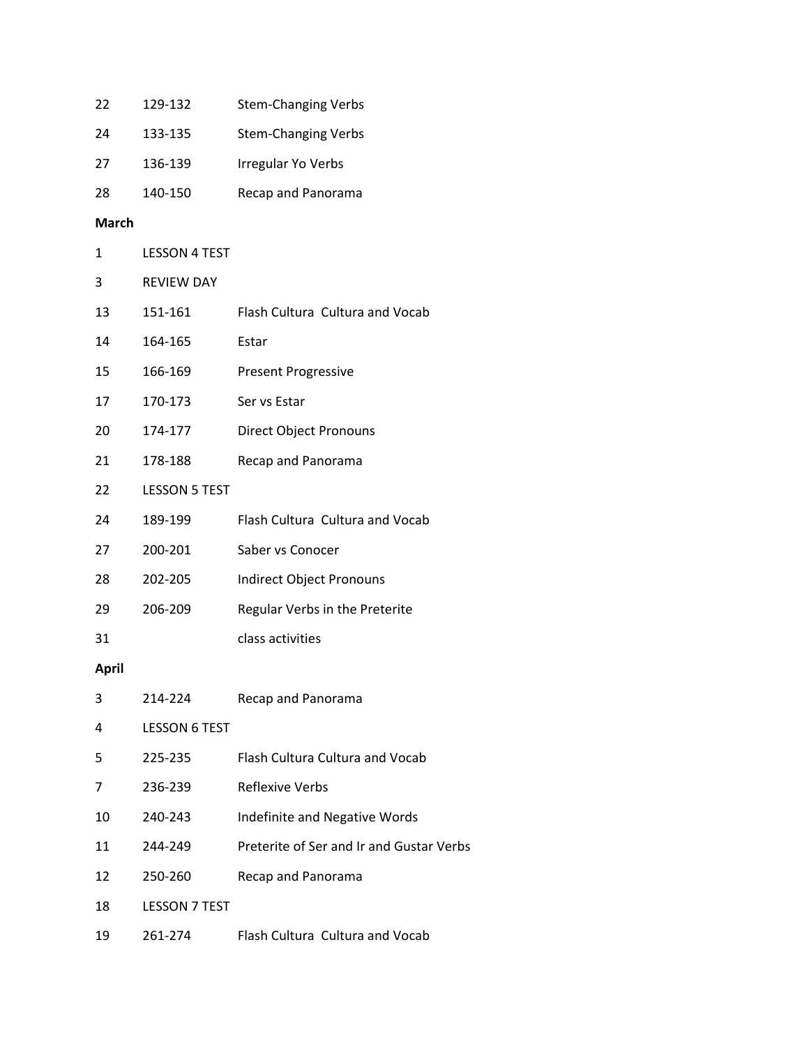| | | |
|---|---|---|
| 22 | 129-132 | Stem-Changing Verbs |
| 24 | 133-135 | Stem-Changing Verbs |
| 27 | 136-139 | Irregular Yo Verbs |
| 28 | 140-150 | Recap and Panorama |

**March**

| | | |
|---|---|---|
| 1 | LESSON 4 TEST | |
| 3 | REVIEW DAY | |
| 13 | 151-161 | Flash Cultura Cultura and Vocab |
| 14 | 164-165 | Estar |
| 15 | 166-169 | Present Progressive |
| 17 | 170-173 | Ser vs Estar |
| 20 | 174-177 | Direct Object Pronouns |
| 21 | 178-188 | Recap and Panorama |
| 22 | LESSON 5 TEST | |
| 24 | 189-199 | Flash Cultura Cultura and Vocab |
| 27 | 200-201 | Saber vs Conocer |
| 28 | 202-205 | Indirect Object Pronouns |
| 29 | 206-209 | Regular Verbs in the Preterite |
| 31 | | class activities |

**April**

| | | |
|---|---|---|
| 3 | 214-224 | Recap and Panorama |
| 4 | LESSON 6 TEST | |
| 5 | 225-235 | Flash Cultura Cultura and Vocab |
| 7 | 236-239 | Reflexive Verbs |
| 10 | 240-243 | Indefinite and Negative Words |
| 11 | 244-249 | Preterite of Ser and Ir and Gustar Verbs |
| 12 | 250-260 | Recap and Panorama |
| 18 | LESSON 7 TEST | |
| 19 | 261-274 | Flash Cultura Cultura and Vocab |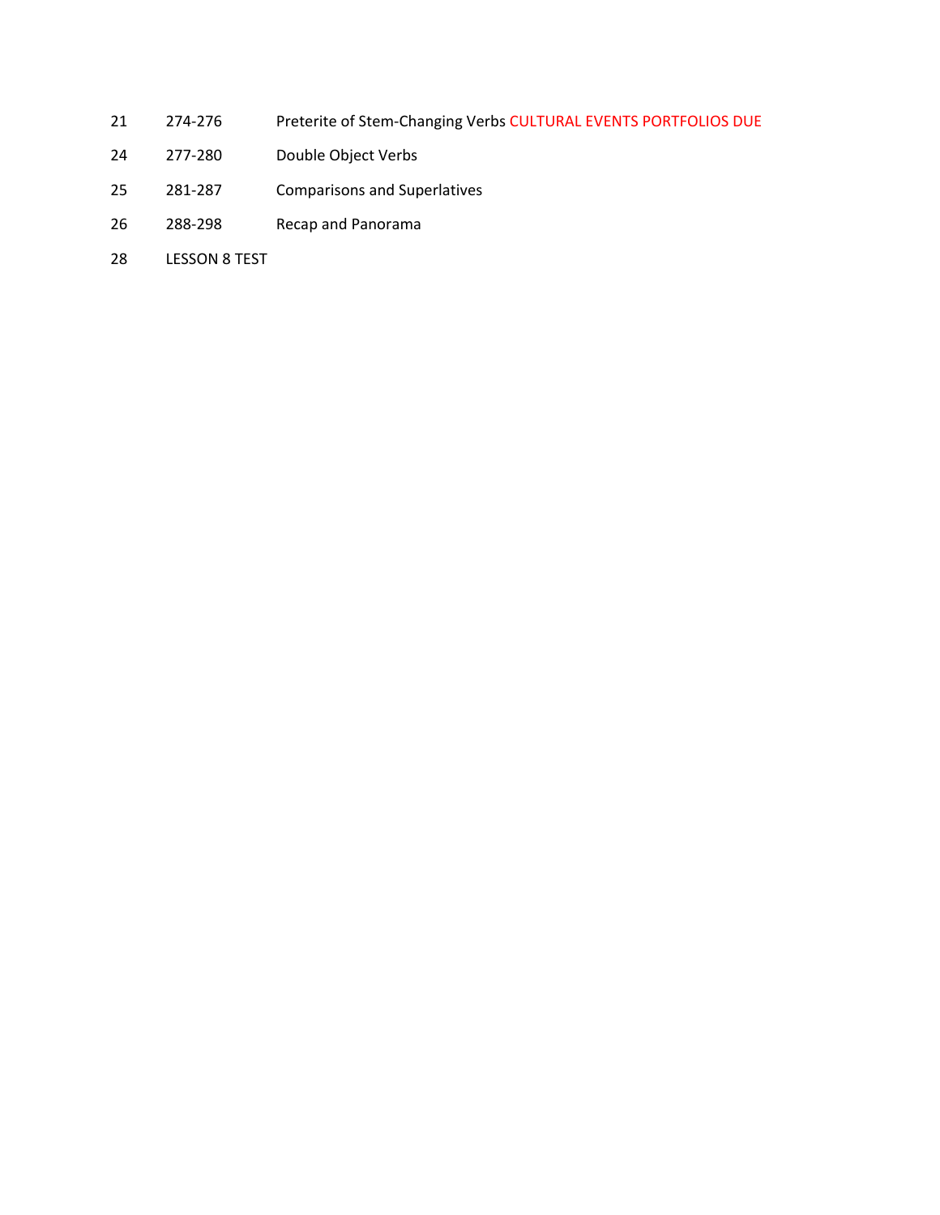| | | |
|---|---|---|
| 21 | 274-276 | Preterite of Stem-Changing Verbs CULTURAL EVENTS PORTFOLIOS DUE |
| 24 | 277-280 | Double Object Verbs |
| 25 | 281-287 | Comparisons and Superlatives |
| 26 | 288-298 | Recap and Panorama |
| 28 | LESSON 8 TEST | |